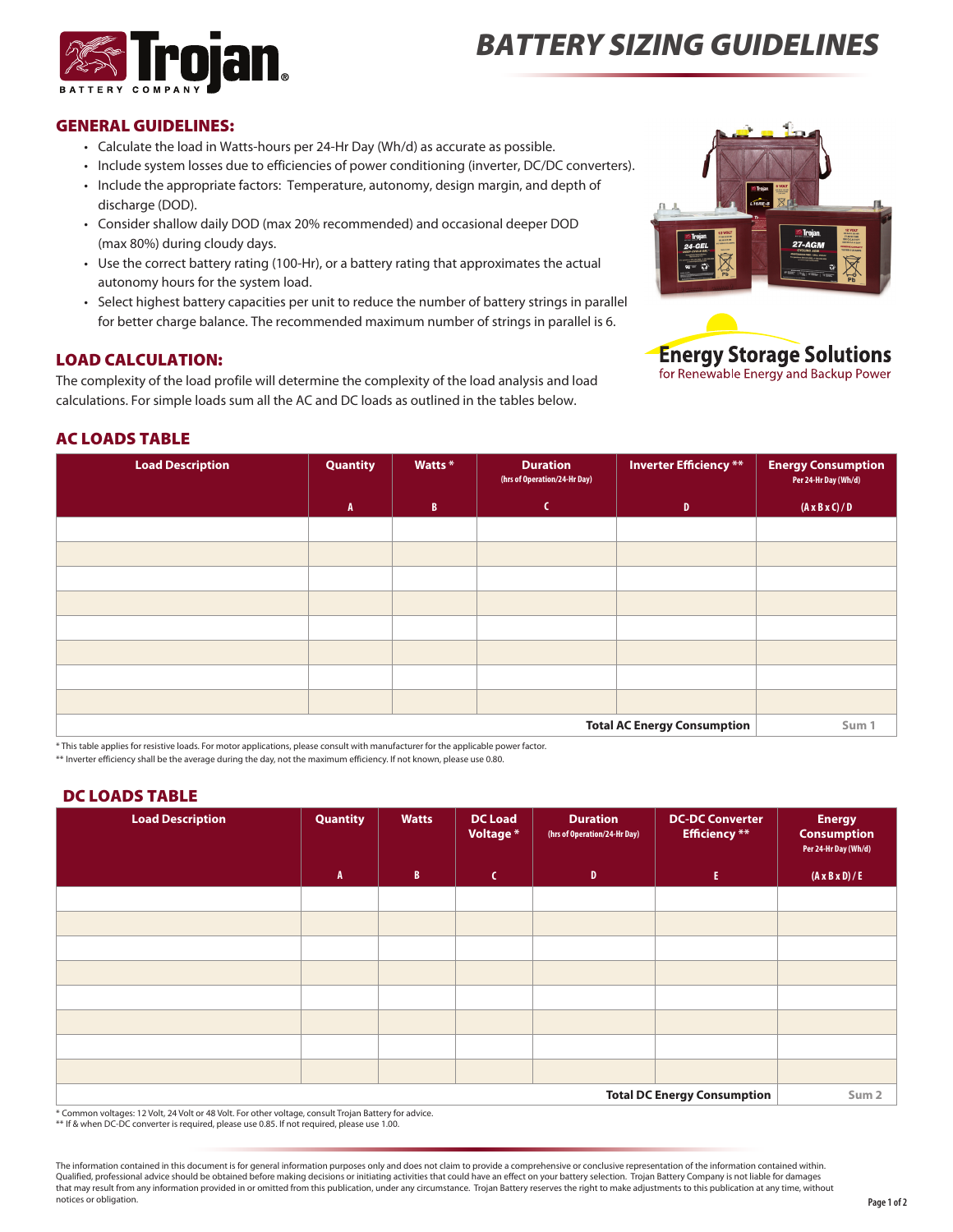# BATTERY SIZING GUIDELINES

## GENERAL GUIDELINES:

- Calculate the load in Watts-hours per 24-Hr Day (Wh/d) as accurate as possible.
- Include system losses due to efficiencies of power conditioning (inverter, DC/DC converters).
- Include the appropriate factors: Temperature, autonomy, design margin, and depth of discharge (DOD).
- Consider shallow daily DOD (max 20% recommended) and occasional deeper DOD (max 80%) during cloudy days.
- Use the correct battery rating (100-Hr), or a battery rating that approximates the actual autonomy hours for the system load.
- Select highest battery capacities per unit to reduce the number of battery strings in parallel for better charge balance. The recommended maximum number of strings in parallel is 6.

**Energy Storage Solutions**
for Renewable Energy and Backup Power

## LOAD CALCULATION:

The complexity of the load profile will determine the complexity of the load analysis and load calculations. For simple loads sum all the AC and DC loads as outlined in the tables below.

## AC LOADS TABLE

| Load Description | Quantity | Watts * | Duration (hrs of Operation/24-Hr Day) | Inverter Efficiency ** | Energy Consumption Per 24-Hr Day (Wh/d) |
|---|---|---|---|---|---|
| | A | B | C | D | (A x B x C) / D |
| | | | | | |
| | | | | | |
| | | | | | |
| | | | | | |
| | | | | | |
| | | | | | |
| | | | | | |
| | | | | | |
| | | | | **Total AC Energy Consumption** | Sum 1 |

\* This table applies for resistive loads. For motor applications, please consult with manufacturer for the applicable power factor.
\*\* Inverter efficiency shall be the average during the day, not the maximum efficiency. If not known, please use 0.80.

## DC LOADS TABLE

| Load Description | Quantity | Watts | DC Load Voltage * | Duration (hrs of Operation/24-Hr Day) | DC-DC Converter Efficiency ** | Energy Consumption Per 24-Hr Day (Wh/d) |
|---|---|---|---|---|---|---|
| | A | B | C | D | E | (A x B x D) / E |
| | | | | | | |
| | | | | | | |
| | | | | | | |
| | | | | | | |
| | | | | | | |
| | | | | | | |
| | | | | | | |
| | | | | | | |
| | | | | | **Total DC Energy Consumption** | Sum 2 |

\* Common voltages: 12 Volt, 24 Volt or 48 Volt. For other voltage, consult Trojan Battery for advice.
\*\* If & when DC-DC converter is required, please use 0.85. If not required, please use 1.00.

The information contained in this document is for general information purposes only and does not claim to provide a comprehensive or conclusive representation of the information contained within. Qualified, professional advice should be obtained before making decisions or initiating activities that could have an effect on your battery selection. Trojan Battery Company is not liable for damages that may result from any information provided in or omitted from this publication, under any circumstance. Trojan Battery reserves the right to make adjustments to this publication at any time, without notices or obligation.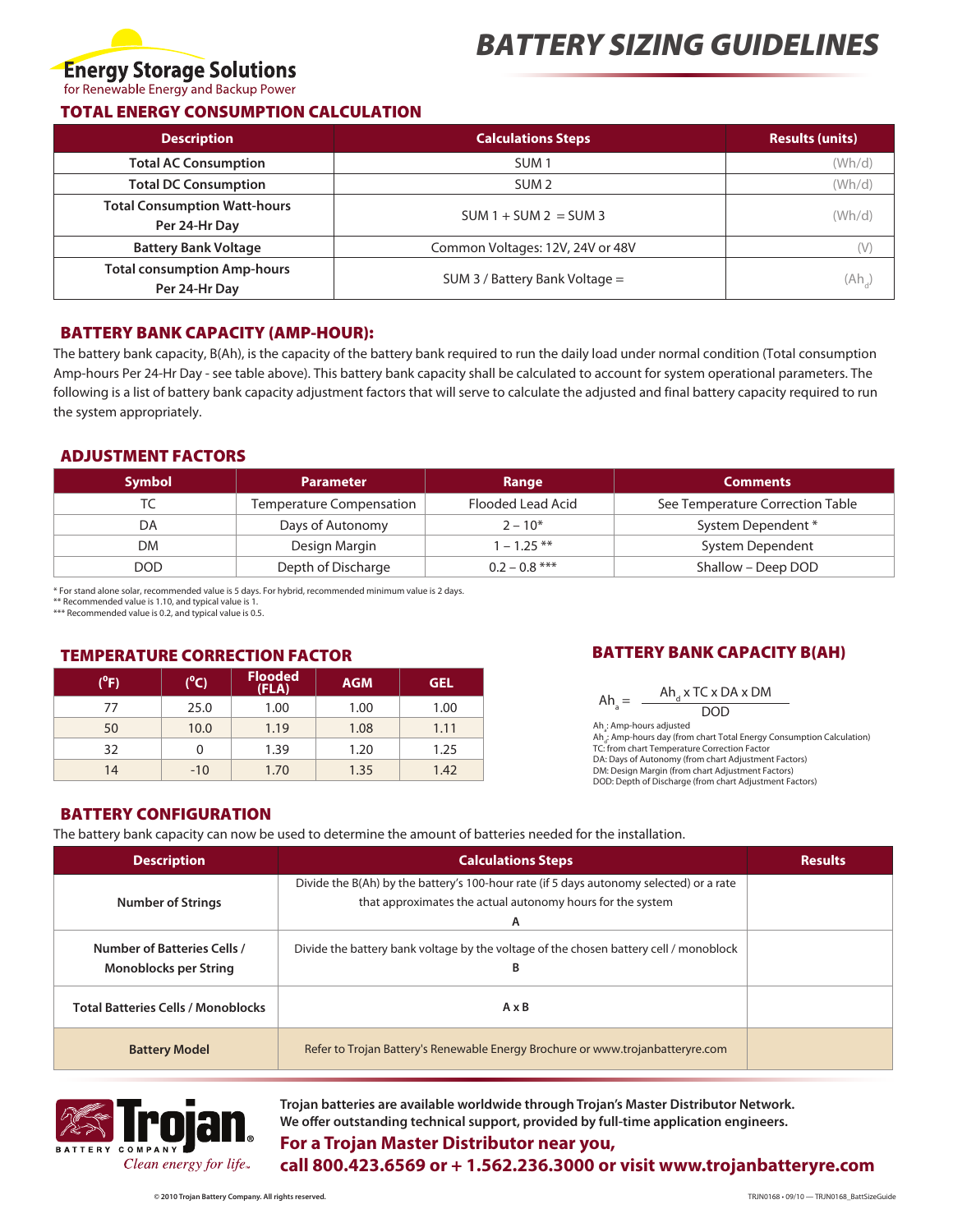# BATTERY SIZING GUIDELINES

**Energy Storage Solutions**
for Renewable Energy and Backup Power

## TOTAL ENERGY CONSUMPTION CALCULATION

| Description | Calculations Steps | Results (units) |
|---|---|---|
| Total AC Consumption | SUM 1 | (Wh/d) |
| Total DC Consumption | SUM 2 | (Wh/d) |
| Total Consumption Watt-hours Per 24-Hr Day | SUM 1 + SUM 2 = SUM 3 | (Wh/d) |
| Battery Bank Voltage | Common Voltages: 12V, 24V or 48V | (V) |
| Total consumption Amp-hours Per 24-Hr Day | SUM 3 / Battery Bank Voltage = | ($Ah_d$) |

## BATTERY BANK CAPACITY (AMP-HOUR):

The battery bank capacity, B(Ah), is the capacity of the battery bank required to run the daily load under normal condition (Total consumption Amp-hours Per 24-Hr Day - see table above). This battery bank capacity shall be calculated to account for system operational parameters. The following is a list of battery bank capacity adjustment factors that will serve to calculate the adjusted and final battery capacity required to run the system appropriately.

## ADJUSTMENT FACTORS

| Symbol | Parameter | Range | Comments |
|---|---|---|---|
| TC | Temperature Compensation | Flooded Lead Acid | See Temperature Correction Table |
| DA | Days of Autonomy | 2 – 10* | System Dependent * |
| DM | Design Margin | 1 – 1.25 ** | System Dependent |
| DOD | Depth of Discharge | 0.2 – 0.8 *** | Shallow – Deep DOD |

* For stand alone solar, recommended value is 5 days. For hybrid, recommended minimum value is 2 days.
** Recommended value is 1.10, and typical value is 1.
*** Recommended value is 0.2, and typical value is 0.5.

## TEMPERATURE CORRECTION FACTOR

| (°F) | (°C) | Flooded (FLA) | AGM | GEL |
|---|---|---|---|---|
| 77 | 25.0 | 1.00 | 1.00 | 1.00 |
| 50 | 10.0 | 1.19 | 1.08 | 1.11 |
| 32 | 0 | 1.39 | 1.20 | 1.25 |
| 14 | -10 | 1.70 | 1.35 | 1.42 |

## BATTERY BANK CAPACITY B(AH)

$$Ah_a = \frac{Ah_d \times TC \times DA \times DM}{DOD}$$

$Ah_a$: Amp-hours adjusted
$Ah_d$: Amp-hours day (from chart Total Energy Consumption Calculation)
TC: from chart Temperature Correction Factor
DA: Days of Autonomy (from chart Adjustment Factors)
DM: Design Margin (from chart Adjustment Factors)
DOD: Depth of Discharge (from chart Adjustment Factors)

## BATTERY CONFIGURATION

The battery bank capacity can now be used to determine the amount of batteries needed for the installation.

| Description | Calculations Steps | Results |
|---|---|---|
| Number of Strings | Divide the B(Ah) by the battery's 100-hour rate (if 5 days autonomy selected) or a rate that approximates the actual autonomy hours for the system **A** | |
| Number of Batteries Cells / Monoblocks per String | Divide the battery bank voltage by the voltage of the chosen battery cell / monoblock **B** | |
| Total Batteries Cells / Monoblocks | **A x B** | |
| Battery Model | Refer to Trojan Battery's Renewable Energy Brochure or www.trojanbatteryre.com | |

Trojan Battery Company — *Clean energy for life.*

**Trojan batteries are available worldwide through Trojan's Master Distributor Network. We offer outstanding technical support, provided by full-time application engineers.**

**For a Trojan Master Distributor near you, call 800.423.6569 or + 1.562.236.3000 or visit www.trojanbatteryre.com**

© 2010 Trojan Battery Company. All rights reserved.

TRJN0168 • 09/10 — TRJN0168_BattSizeGuide